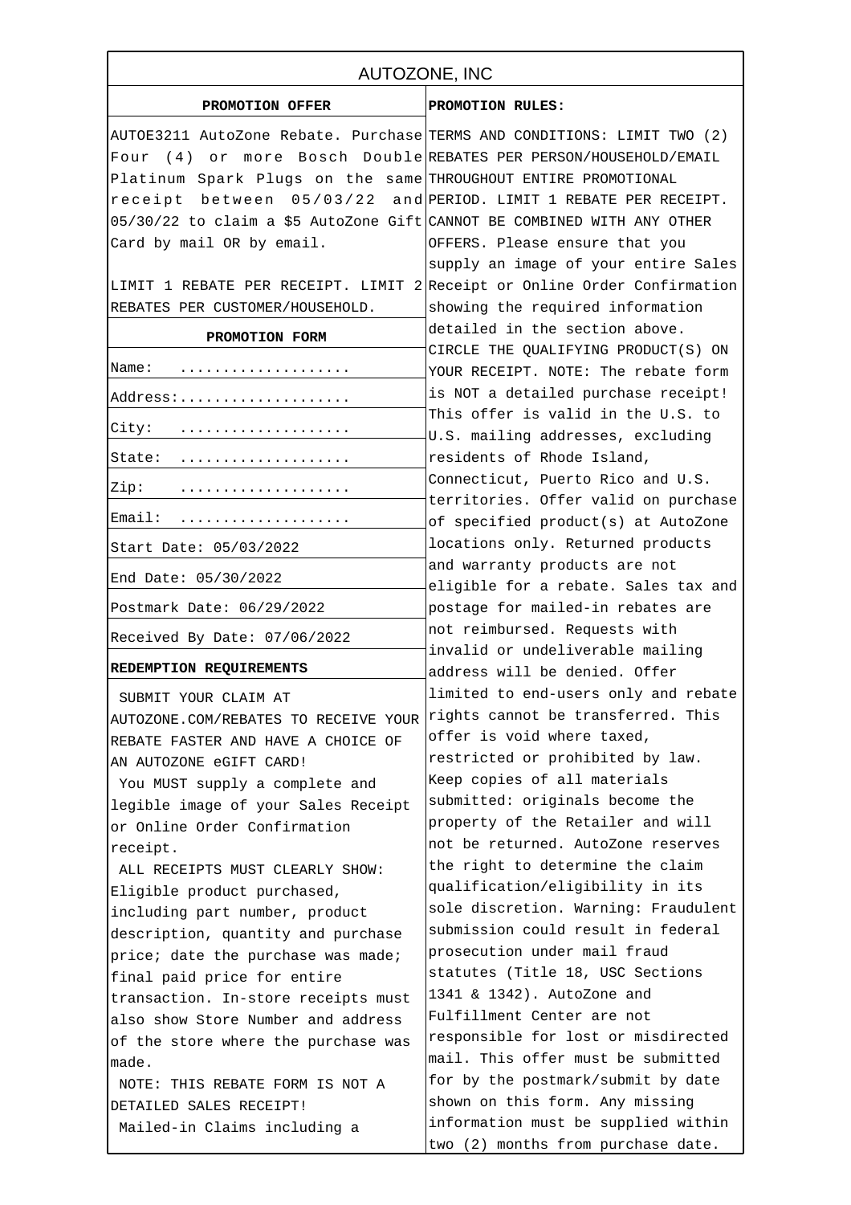# AUTOZONE, INC

## PROMOTION OFFER

AUTOE3211 AutoZone Rebate. Purchase Four (4) or more Bosch Double Platinum Spark Plugs on the same receipt between 05/03/22 and 05/30/22 to claim a $5 AutoZone Gift Card by mail OR by email.

LIMIT 1 REBATE PER RECEIPT. LIMIT 2 REBATES PER CUSTOMER/HOUSEHOLD.

## PROMOTION FORM

| | |
|---|---|
| Name: | .................... |
| Address: | .................... |
| City: | .................... |
| State: | .................... |
| Zip: | .................... |
| Email: | .................... |
| Start Date: 05/03/2022 | |
| End Date: 05/30/2022 | |
| Postmark Date: 06/29/2022 | |
| Received By Date: 07/06/2022 | |

## REDEMPTION REQUIREMENTS

SUBMIT YOUR CLAIM AT AUTOZONE.COM/REBATES TO RECEIVE YOUR REBATE FASTER AND HAVE A CHOICE OF AN AUTOZONE eGIFT CARD!

You MUST supply a complete and legible image of your Sales Receipt or Online Order Confirmation receipt.

ALL RECEIPTS MUST CLEARLY SHOW: Eligible product purchased, including part number, product description, quantity and purchase price; date the purchase was made; final paid price for entire transaction. In-store receipts must also show Store Number and address of the store where the purchase was made.

NOTE: THIS REBATE FORM IS NOT A DETAILED SALES RECEIPT!

Mailed-in Claims including a

## PROMOTION RULES:

TERMS AND CONDITIONS: LIMIT TWO (2) REBATES PER PERSON/HOUSEHOLD/EMAIL THROUGHOUT ENTIRE PROMOTIONAL PERIOD. LIMIT 1 REBATE PER RECEIPT. CANNOT BE COMBINED WITH ANY OTHER OFFERS. Please ensure that you supply an image of your entire Sales Receipt or Online Order Confirmation showing the required information detailed in the section above. CIRCLE THE QUALIFYING PRODUCT(S) ON YOUR RECEIPT. NOTE: The rebate form is NOT a detailed purchase receipt! This offer is valid in the U.S. to U.S. mailing addresses, excluding residents of Rhode Island, Connecticut, Puerto Rico and U.S. territories. Offer valid on purchase of specified product(s) at AutoZone locations only. Returned products and warranty products are not eligible for a rebate. Sales tax and postage for mailed-in rebates are not reimbursed. Requests with invalid or undeliverable mailing address will be denied. Offer limited to end-users only and rebate rights cannot be transferred. This offer is void where taxed, restricted or prohibited by law. Keep copies of all materials submitted: originals become the property of the Retailer and will not be returned. AutoZone reserves the right to determine the claim qualification/eligibility in its sole discretion. Warning: Fraudulent submission could result in federal prosecution under mail fraud statutes (Title 18, USC Sections 1341 & 1342). AutoZone and Fulfillment Center are not responsible for lost or misdirected mail. This offer must be submitted for by the postmark/submit by date shown on this form. Any missing information must be supplied within two (2) months from purchase date.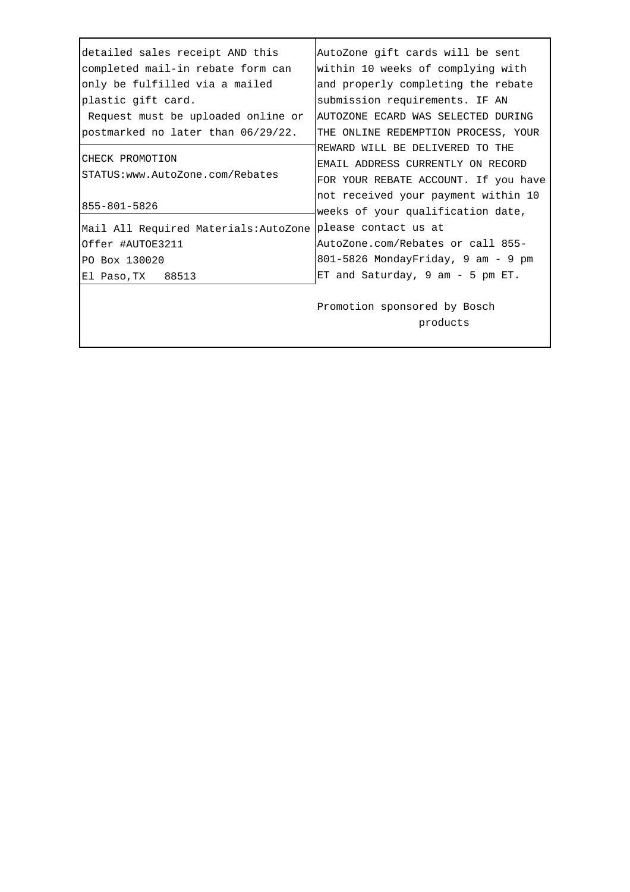detailed sales receipt AND this completed mail-in rebate form can only be fulfilled via a mailed plastic gift card.

Request must be uploaded online or postmarked no later than 06/29/22.

CHECK PROMOTION STATUS:www.AutoZone.com/Rebates

855-801-5826

Mail All Required Materials:AutoZone Offer #AUTOE3211
PO Box 130020
El Paso,TX 88513

AutoZone gift cards will be sent within 10 weeks of complying with and properly completing the rebate submission requirements. IF AN AUTOZONE ECARD WAS SELECTED DURING THE ONLINE REDEMPTION PROCESS, YOUR REWARD WILL BE DELIVERED TO THE EMAIL ADDRESS CURRENTLY ON RECORD FOR YOUR REBATE ACCOUNT. If you have not received your payment within 10 weeks of your qualification date, please contact us at AutoZone.com/Rebates or call 855-801-5826 MondayFriday, 9 am - 9 pm ET and Saturday, 9 am - 5 pm ET.

Promotion sponsored by Bosch products